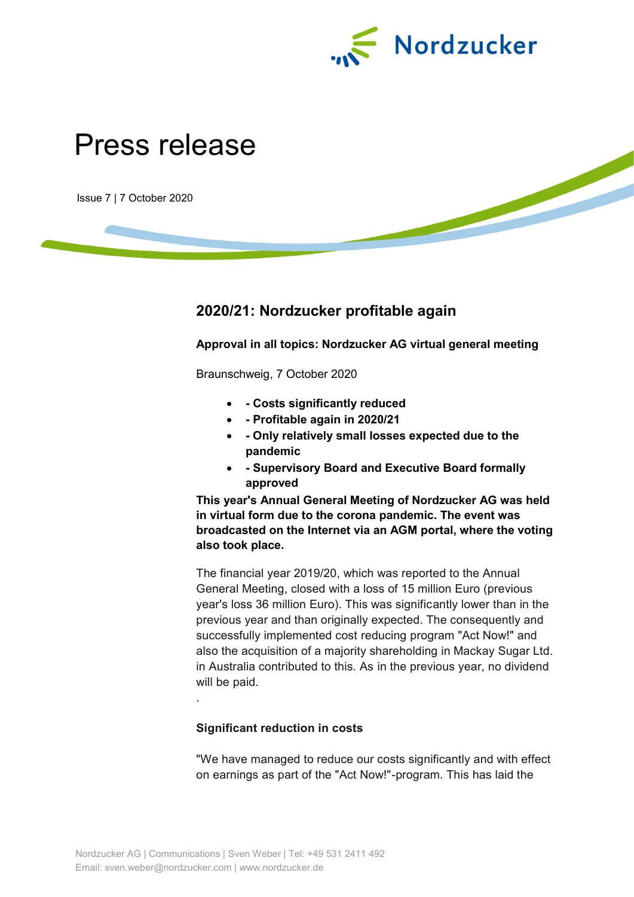# Press release

Issue 7 | 7 October 2020

## 2020/21: Nordzucker profitable again

**Approval in all topics: Nordzucker AG virtual general meeting**

Braunschweig, 7 October 2020

- **- Costs significantly reduced**
- **- Profitable again in 2020/21**
- **- Only relatively small losses expected due to the pandemic**
- **- Supervisory Board and Executive Board formally approved**

**This year's Annual General Meeting of Nordzucker AG was held in virtual form due to the corona pandemic. The event was broadcasted on the Internet via an AGM portal, where the voting also took place.**

The financial year 2019/20, which was reported to the Annual General Meeting, closed with a loss of 15 million Euro (previous year's loss 36 million Euro). This was significantly lower than in the previous year and than originally expected. The consequently and successfully implemented cost reducing program "Act Now!" and also the acquisition of a majority shareholding in Mackay Sugar Ltd. in Australia contributed to this. As in the previous year, no dividend will be paid.

.

**Significant reduction in costs**

"We have managed to reduce our costs significantly and with effect on earnings as part of the "Act Now!"-program. This has laid the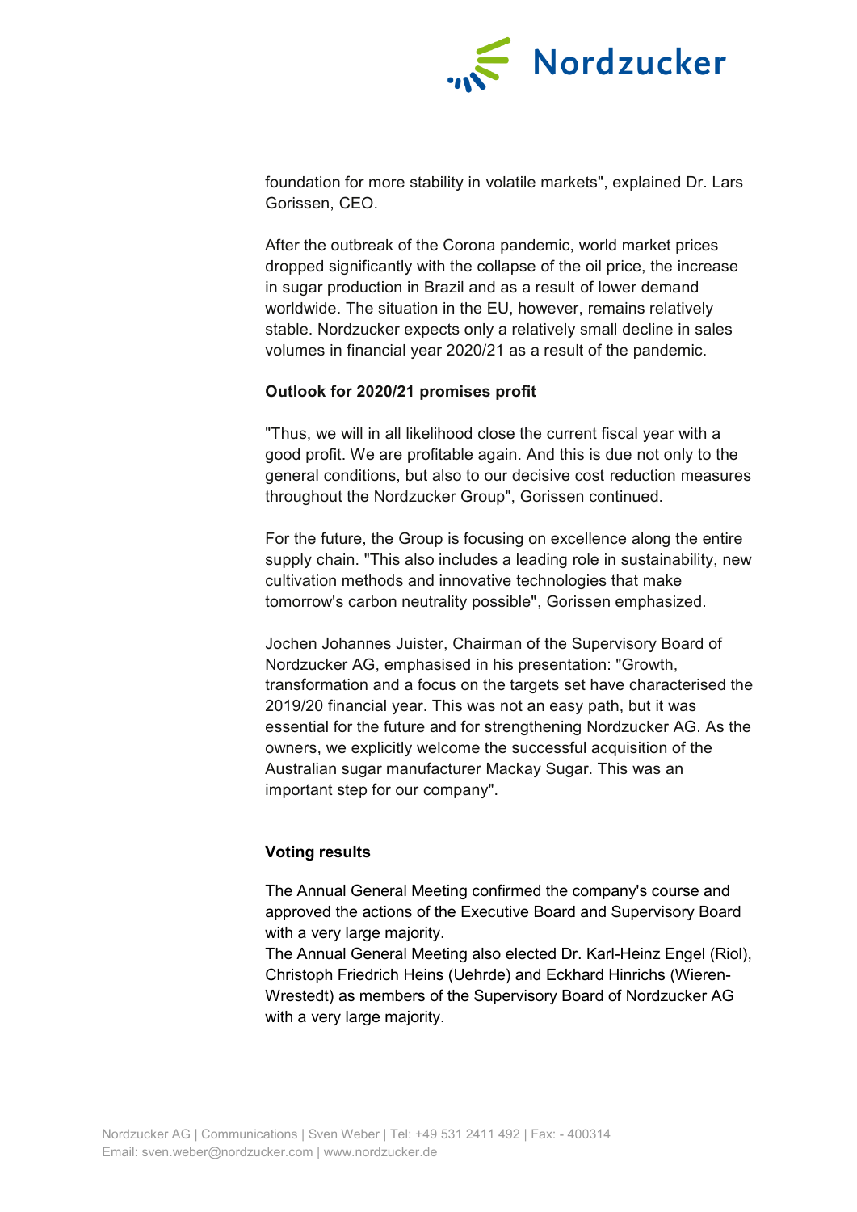foundation for more stability in volatile markets", explained Dr. Lars Gorissen, CEO.

After the outbreak of the Corona pandemic, world market prices dropped significantly with the collapse of the oil price, the increase in sugar production in Brazil and as a result of lower demand worldwide. The situation in the EU, however, remains relatively stable. Nordzucker expects only a relatively small decline in sales volumes in financial year 2020/21 as a result of the pandemic.

**Outlook for 2020/21 promises profit**

"Thus, we will in all likelihood close the current fiscal year with a good profit. We are profitable again. And this is due not only to the general conditions, but also to our decisive cost reduction measures throughout the Nordzucker Group", Gorissen continued.

For the future, the Group is focusing on excellence along the entire supply chain. "This also includes a leading role in sustainability, new cultivation methods and innovative technologies that make tomorrow's carbon neutrality possible", Gorissen emphasized.

Jochen Johannes Juister, Chairman of the Supervisory Board of Nordzucker AG, emphasised in his presentation: "Growth, transformation and a focus on the targets set have characterised the 2019/20 financial year. This was not an easy path, but it was essential for the future and for strengthening Nordzucker AG. As the owners, we explicitly welcome the successful acquisition of the Australian sugar manufacturer Mackay Sugar. This was an important step for our company".

**Voting results**

The Annual General Meeting confirmed the company's course and approved the actions of the Executive Board and Supervisory Board with a very large majority.
The Annual General Meeting also elected Dr. Karl-Heinz Engel (Riol), Christoph Friedrich Heins (Uehrde) and Eckhard Hinrichs (Wieren-Wrestedt) as members of the Supervisory Board of Nordzucker AG with a very large majority.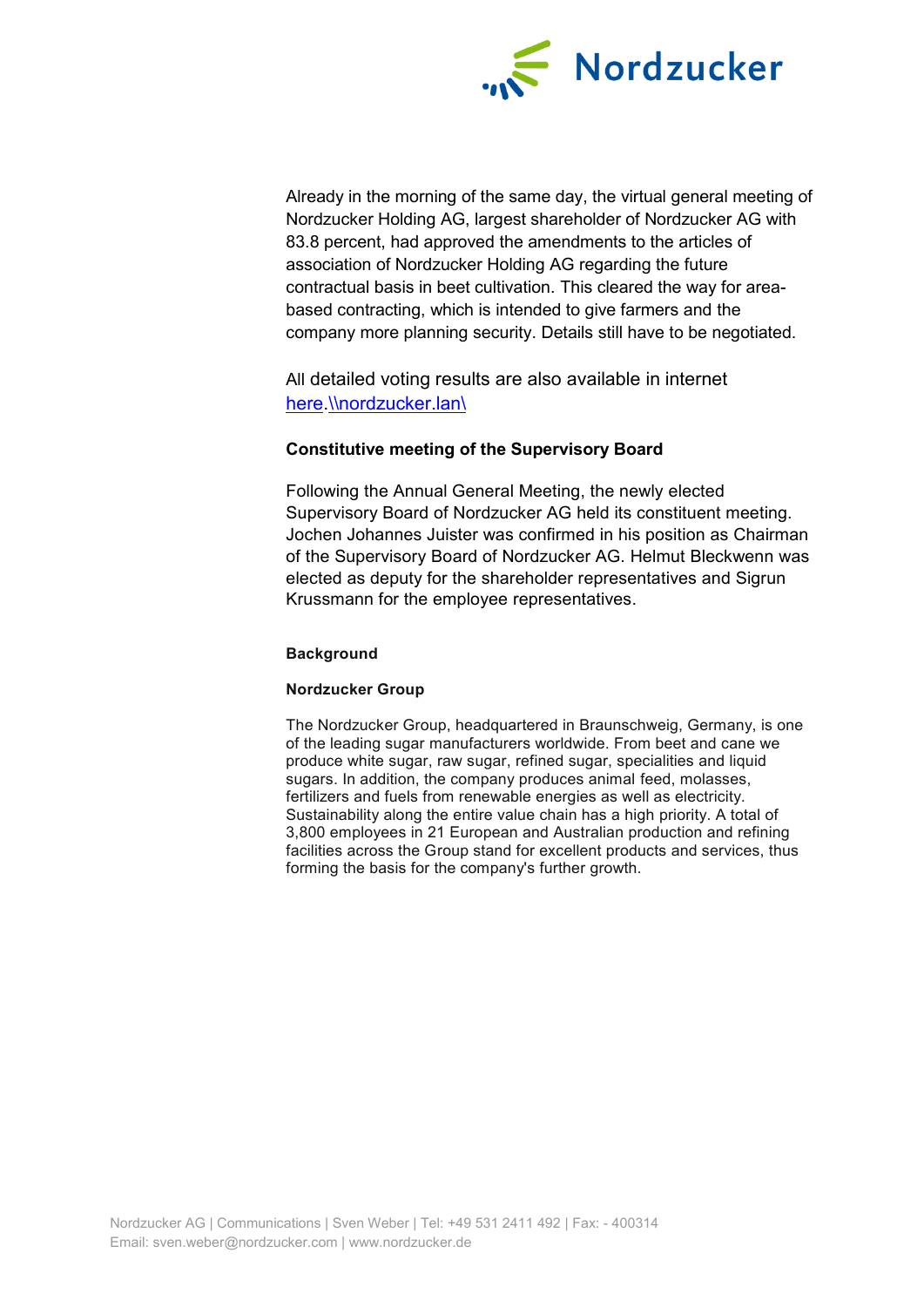Already in the morning of the same day, the virtual general meeting of Nordzucker Holding AG, largest shareholder of Nordzucker AG with 83.8 percent, had approved the amendments to the articles of association of Nordzucker Holding AG regarding the future contractual basis in beet cultivation. This cleared the way for area-based contracting, which is intended to give farmers and the company more planning security. Details still have to be negotiated.

All detailed voting results are also available in internet here.\\nordzucker.lan\

### Constitutive meeting of the Supervisory Board

Following the Annual General Meeting, the newly elected Supervisory Board of Nordzucker AG held its constituent meeting. Jochen Johannes Juister was confirmed in his position as Chairman of the Supervisory Board of Nordzucker AG. Helmut Bleckwenn was elected as deputy for the shareholder representatives and Sigrun Krussmann for the employee representatives.

### Background

#### Nordzucker Group

The Nordzucker Group, headquartered in Braunschweig, Germany, is one of the leading sugar manufacturers worldwide. From beet and cane we produce white sugar, raw sugar, refined sugar, specialities and liquid sugars. In addition, the company produces animal feed, molasses, fertilizers and fuels from renewable energies as well as electricity. Sustainability along the entire value chain has a high priority. A total of 3,800 employees in 21 European and Australian production and refining facilities across the Group stand for excellent products and services, thus forming the basis for the company's further growth.